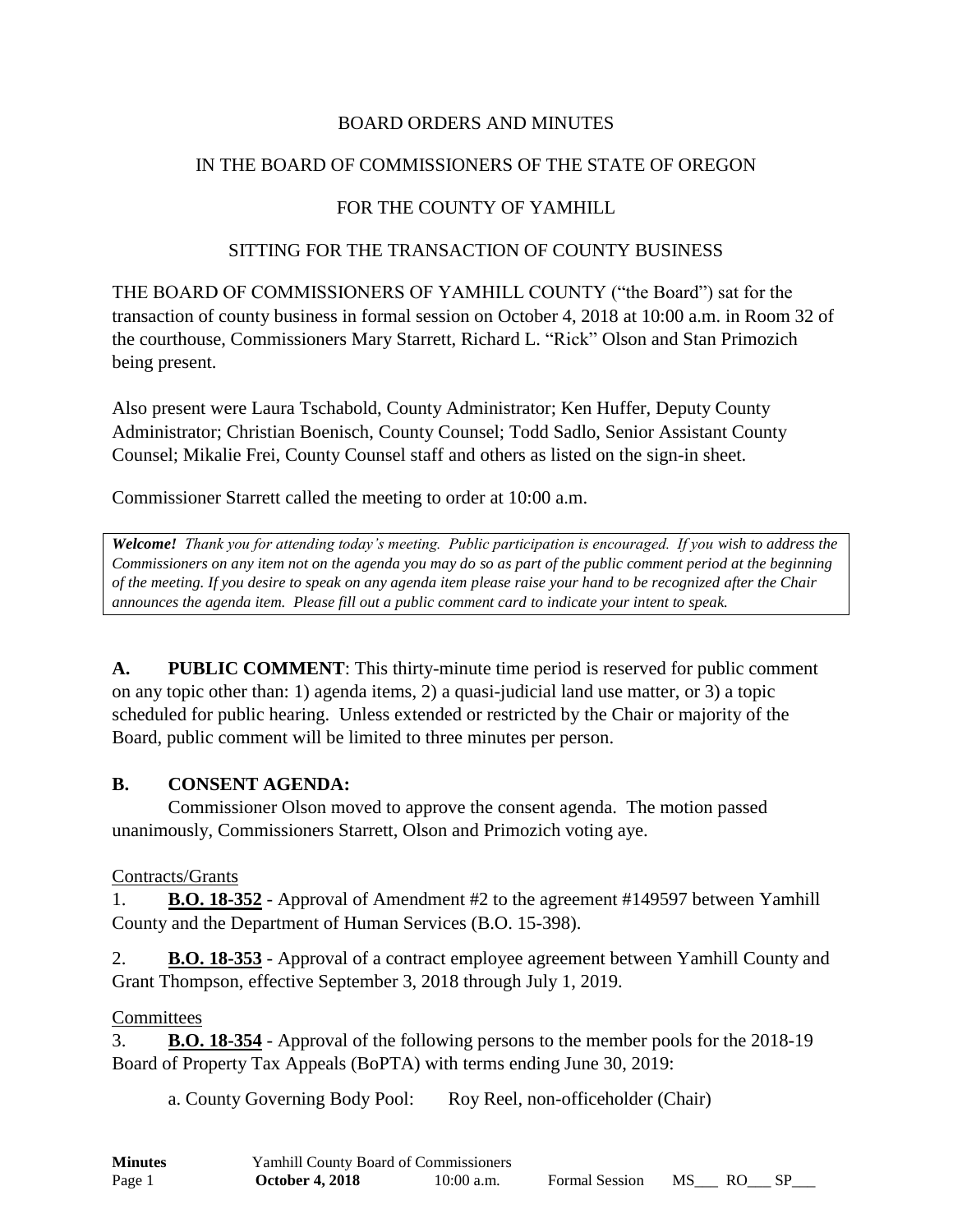BOARD ORDERS AND MINUTES

IN THE BOARD OF COMMISSIONERS OF THE STATE OF OREGON

FOR THE COUNTY OF YAMHILL

SITTING FOR THE TRANSACTION OF COUNTY BUSINESS

THE BOARD OF COMMISSIONERS OF YAMHILL COUNTY ("the Board") sat for the transaction of county business in formal session on October 4, 2018 at 10:00 a.m. in Room 32 of the courthouse, Commissioners Mary Starrett, Richard L. "Rick" Olson and Stan Primozich being present.

Also present were Laura Tschabold, County Administrator; Ken Huffer, Deputy County Administrator; Christian Boenisch, County Counsel; Todd Sadlo, Senior Assistant County Counsel; Mikalie Frei, County Counsel staff and others as listed on the sign-in sheet.

Commissioner Starrett called the meeting to order at 10:00 a.m.

> ***Welcome!*** *Thank you for attending today's meeting. Public participation is encouraged. If you wish to address the Commissioners on any item not on the agenda you may do so as part of the public comment period at the beginning of the meeting. If you desire to speak on any agenda item please raise your hand to be recognized after the Chair announces the agenda item. Please fill out a public comment card to indicate your intent to speak.*

**A. PUBLIC COMMENT**: This thirty-minute time period is reserved for public comment on any topic other than: 1) agenda items, 2) a quasi-judicial land use matter, or 3) a topic scheduled for public hearing. Unless extended or restricted by the Chair or majority of the Board, public comment will be limited to three minutes per person.

**B. CONSENT AGENDA:**

Commissioner Olson moved to approve the consent agenda. The motion passed unanimously, Commissioners Starrett, Olson and Primozich voting aye.

Contracts/Grants

1. **B.O. 18-352** - Approval of Amendment #2 to the agreement #149597 between Yamhill County and the Department of Human Services (B.O. 15-398).

2. **B.O. 18-353** - Approval of a contract employee agreement between Yamhill County and Grant Thompson, effective September 3, 2018 through July 1, 2019.

Committees

3. **B.O. 18-354** - Approval of the following persons to the member pools for the 2018-19 Board of Property Tax Appeals (BoPTA) with terms ending June 30, 2019:

   a. County Governing Body Pool: Roy Reel, non-officeholder (Chair)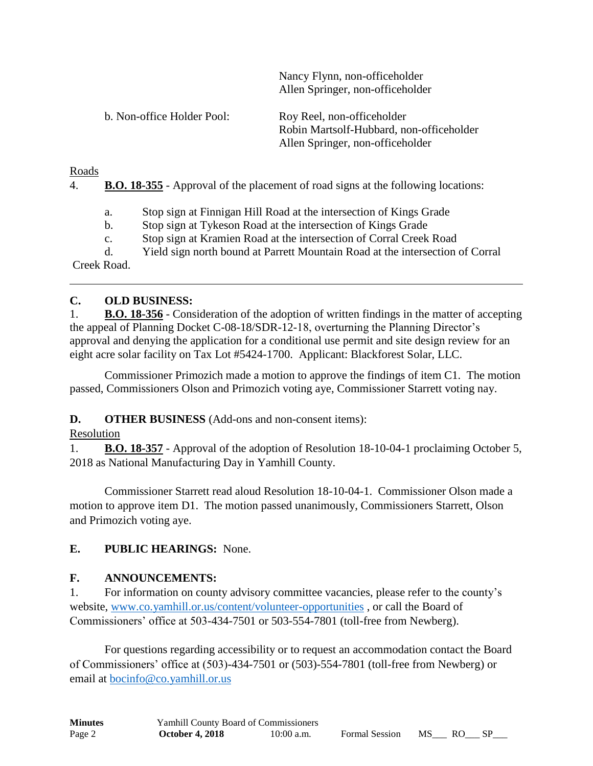Nancy Flynn, non-officeholder
Allen Springer, non-officeholder

b. Non-office Holder Pool: Roy Reel, non-officeholder
Robin Martsolf-Hubbard, non-officeholder
Allen Springer, non-officeholder

Roads

4. **B.O. 18-355** - Approval of the placement of road signs at the following locations:

   a. Stop sign at Finnigan Hill Road at the intersection of Kings Grade
   b. Stop sign at Tykeson Road at the intersection of Kings Grade
   c. Stop sign at Kramien Road at the intersection of Corral Creek Road
   d. Yield sign north bound at Parrett Mountain Road at the intersection of Corral Creek Road.

---

**C. OLD BUSINESS:**

1. **B.O. 18-356** - Consideration of the adoption of written findings in the matter of accepting the appeal of Planning Docket C-08-18/SDR-12-18, overturning the Planning Director's approval and denying the application for a conditional use permit and site design review for an eight acre solar facility on Tax Lot #5424-1700. Applicant: Blackforest Solar, LLC.

Commissioner Primozich made a motion to approve the findings of item C1. The motion passed, Commissioners Olson and Primozich voting aye, Commissioner Starrett voting nay.

**D. OTHER BUSINESS** (Add-ons and non-consent items):

Resolution

1. **B.O. 18-357** - Approval of the adoption of Resolution 18-10-04-1 proclaiming October 5, 2018 as National Manufacturing Day in Yamhill County.

Commissioner Starrett read aloud Resolution 18-10-04-1. Commissioner Olson made a motion to approve item D1. The motion passed unanimously, Commissioners Starrett, Olson and Primozich voting aye.

**E. PUBLIC HEARINGS:** None.

**F. ANNOUNCEMENTS:**

1. For information on county advisory committee vacancies, please refer to the county's website, www.co.yamhill.or.us/content/volunteer-opportunities , or call the Board of Commissioners' office at 503-434-7501 or 503-554-7801 (toll-free from Newberg).

For questions regarding accessibility or to request an accommodation contact the Board of Commissioners' office at (503)-434-7501 or (503)-554-7801 (toll-free from Newberg) or email at bocinfo@co.yamhill.or.us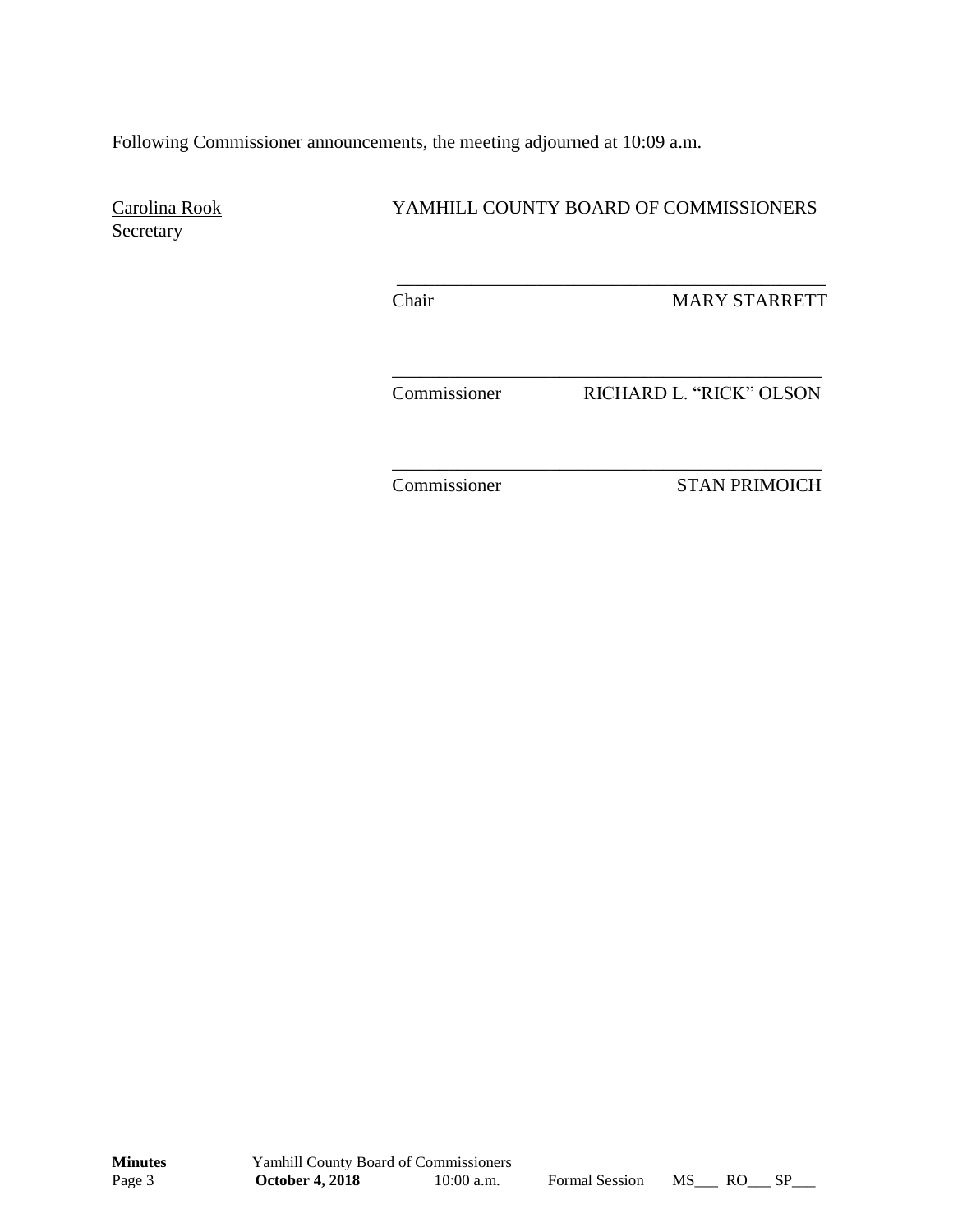Following Commissioner announcements, the meeting adjourned at 10:09 a.m.

Carolina Rook
Secretary

YAMHILL COUNTY BOARD OF COMMISSIONERS

\_\_\_\_\_\_\_\_\_\_\_\_\_\_\_\_\_\_\_\_\_\_\_\_\_\_\_\_\_\_\_\_\_\_\_\_\_\_\_\_\_\_\_\_
Chair MARY STARRETT

\_\_\_\_\_\_\_\_\_\_\_\_\_\_\_\_\_\_\_\_\_\_\_\_\_\_\_\_\_\_\_\_\_\_\_\_\_\_\_\_\_\_\_\_
Commissioner RICHARD L. "RICK" OLSON

\_\_\_\_\_\_\_\_\_\_\_\_\_\_\_\_\_\_\_\_\_\_\_\_\_\_\_\_\_\_\_\_\_\_\_\_\_\_\_\_\_\_\_\_
Commissioner STAN PRIMOICH